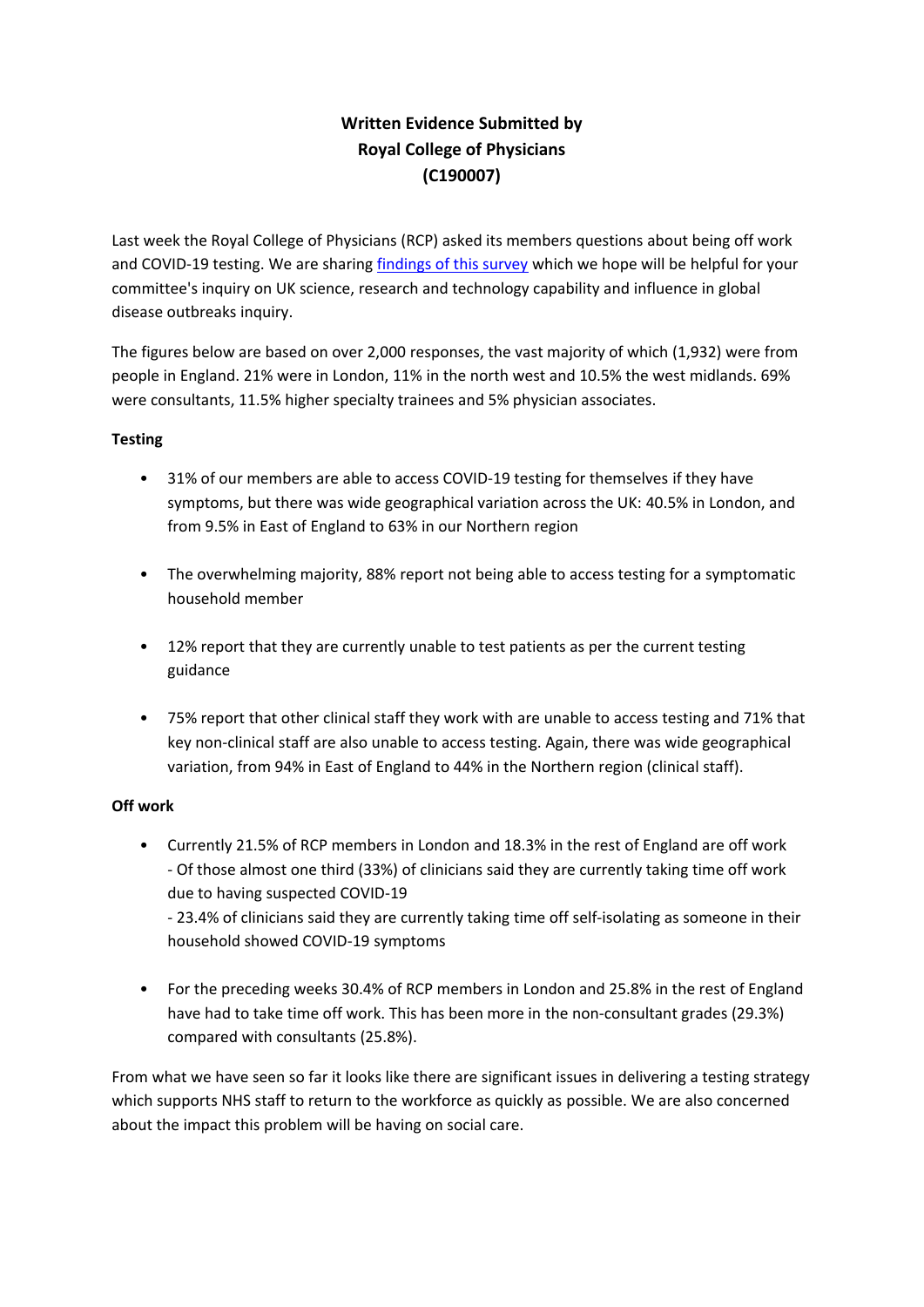# Written Evidence Submitted by Royal College of Physicians (C190007)

Last week the Royal College of Physicians (RCP) asked its members questions about being off work and COVID-19 testing. We are sharing findings of this survey which we hope will be helpful for your committee's inquiry on UK science, research and technology capability and influence in global disease outbreaks inquiry.

The figures below are based on over 2,000 responses, the vast majority of which (1,932) were from people in England. 21% were in London, 11% in the north west and 10.5% the west midlands. 69% were consultants, 11.5% higher specialty trainees and 5% physician associates.

**Testing**

- 31% of our members are able to access COVID-19 testing for themselves if they have symptoms, but there was wide geographical variation across the UK: 40.5% in London, and from 9.5% in East of England to 63% in our Northern region
- The overwhelming majority, 88% report not being able to access testing for a symptomatic household member
- 12% report that they are currently unable to test patients as per the current testing guidance
- 75% report that other clinical staff they work with are unable to access testing and 71% that key non-clinical staff are also unable to access testing. Again, there was wide geographical variation, from 94% in East of England to 44% in the Northern region (clinical staff).

**Off work**

- Currently 21.5% of RCP members in London and 18.3% in the rest of England are off work
  - Of those almost one third (33%) of clinicians said they are currently taking time off work due to having suspected COVID-19
  - 23.4% of clinicians said they are currently taking time off self-isolating as someone in their household showed COVID-19 symptoms
- For the preceding weeks 30.4% of RCP members in London and 25.8% in the rest of England have had to take time off work. This has been more in the non-consultant grades (29.3%) compared with consultants (25.8%).

From what we have seen so far it looks like there are significant issues in delivering a testing strategy which supports NHS staff to return to the workforce as quickly as possible. We are also concerned about the impact this problem will be having on social care.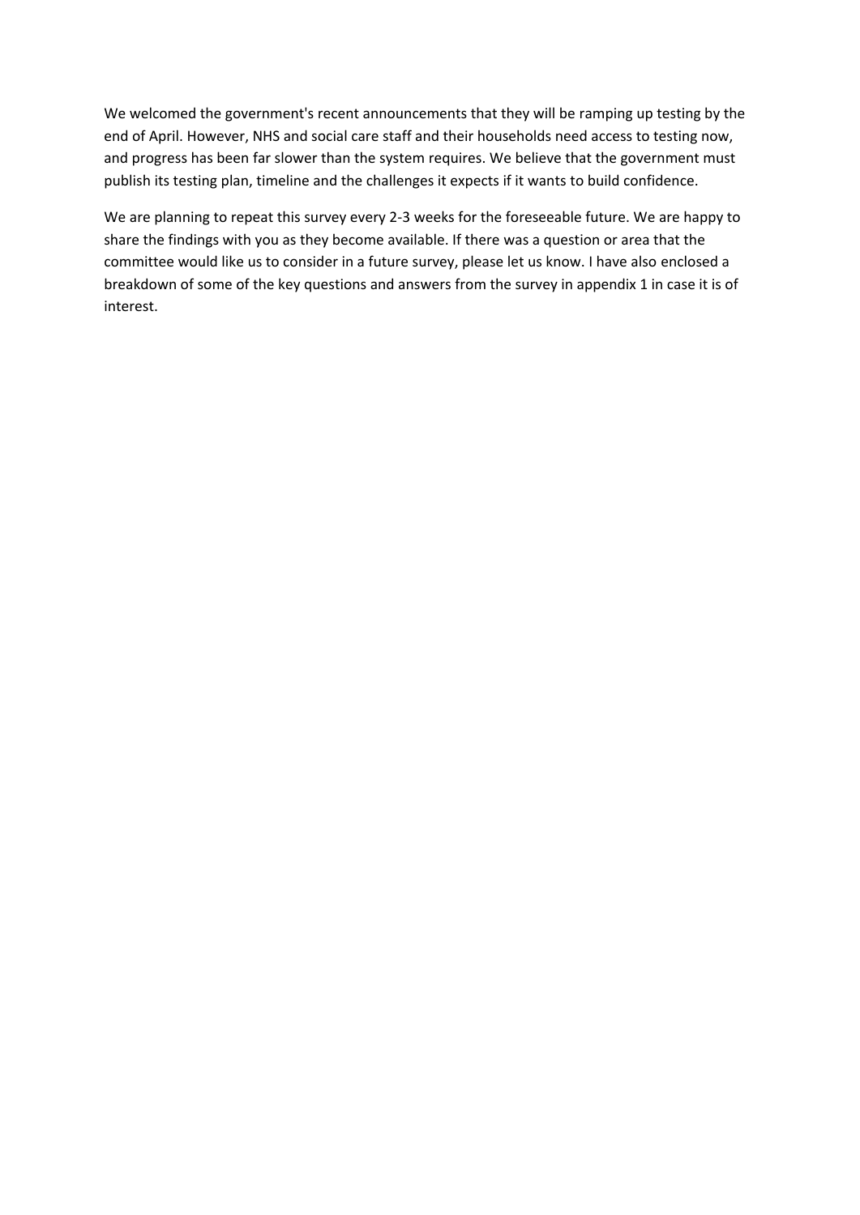We welcomed the government's recent announcements that they will be ramping up testing by the end of April. However, NHS and social care staff and their households need access to testing now, and progress has been far slower than the system requires. We believe that the government must publish its testing plan, timeline and the challenges it expects if it wants to build confidence.

We are planning to repeat this survey every 2-3 weeks for the foreseeable future. We are happy to share the findings with you as they become available. If there was a question or area that the committee would like us to consider in a future survey, please let us know. I have also enclosed a breakdown of some of the key questions and answers from the survey in appendix 1 in case it is of interest.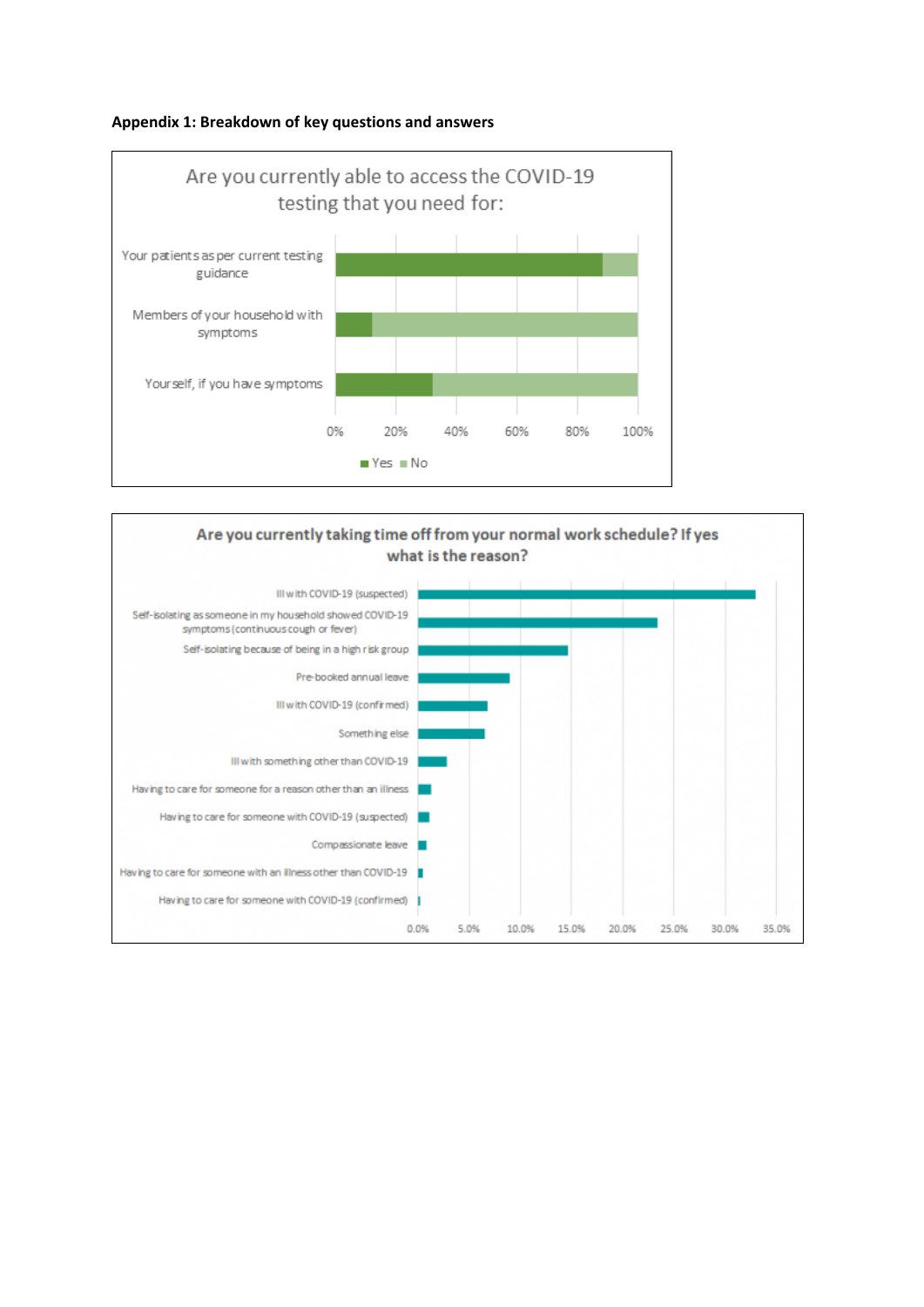**Appendix 1: Breakdown of key questions and answers**

Are you currently able to access the COVID-19 testing that you need for:

- Your patients as per current testing guidance
- Members of your household with symptoms
- Yourself, if you have symptoms

0% 20% 40% 60% 80% 100%

Yes No

Are you currently taking time off from your normal work schedule? If yes what is the reason?

- Ill with COVID-19 (suspected)
- Self-isolating as someone in my household showed COVID-19 symptoms (continuous cough or fever)
- Self-isolating because of being in a high risk group
- Pre-booked annual leave
- Ill with COVID-19 (confirmed)
- Something else
- Ill with something other than COVID-19
- Having to care for someone for a reason other than an illness
- Having to care for someone with COVID-19 (suspected)
- Compassionate leave
- Having to care for someone with an illness other than COVID-19
- Having to care for someone with COVID-19 (confirmed)

0.0% 5.0% 10.0% 15.0% 20.0% 25.0% 30.0% 35.0%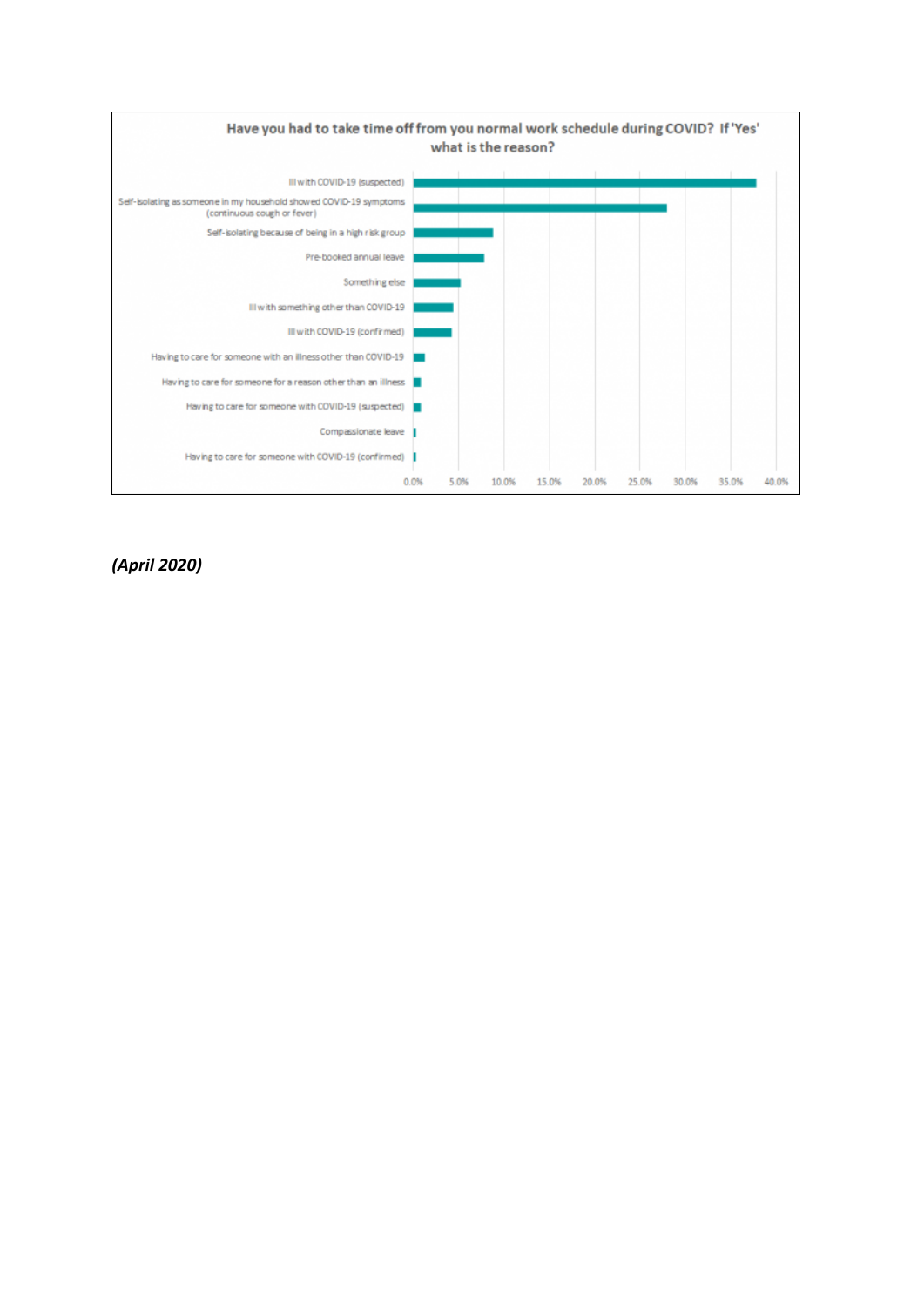Have you had to take time off from you normal work schedule during COVID? If 'Yes' what is the reason?

Ill with COVID-19 (suspected)

Self-isolating as someone in my household showed COVID-19 symptoms (continuous cough or fever)

Self-isolating because of being in a high risk group

Pre-booked annual leave

Something else

Ill with something other than COVID-19

Ill with COVID-19 (confirmed)

Having to care for someone with an illness other than COVID-19

Having to care for someone for a reason other than an illness

Having to care for someone with COVID-19 (suspected)

Compassionate leave

Having to care for someone with COVID-19 (confirmed)

0.0% 5.0% 10.0% 15.0% 20.0% 25.0% 30.0% 35.0% 40.0%

***(April 2020)***